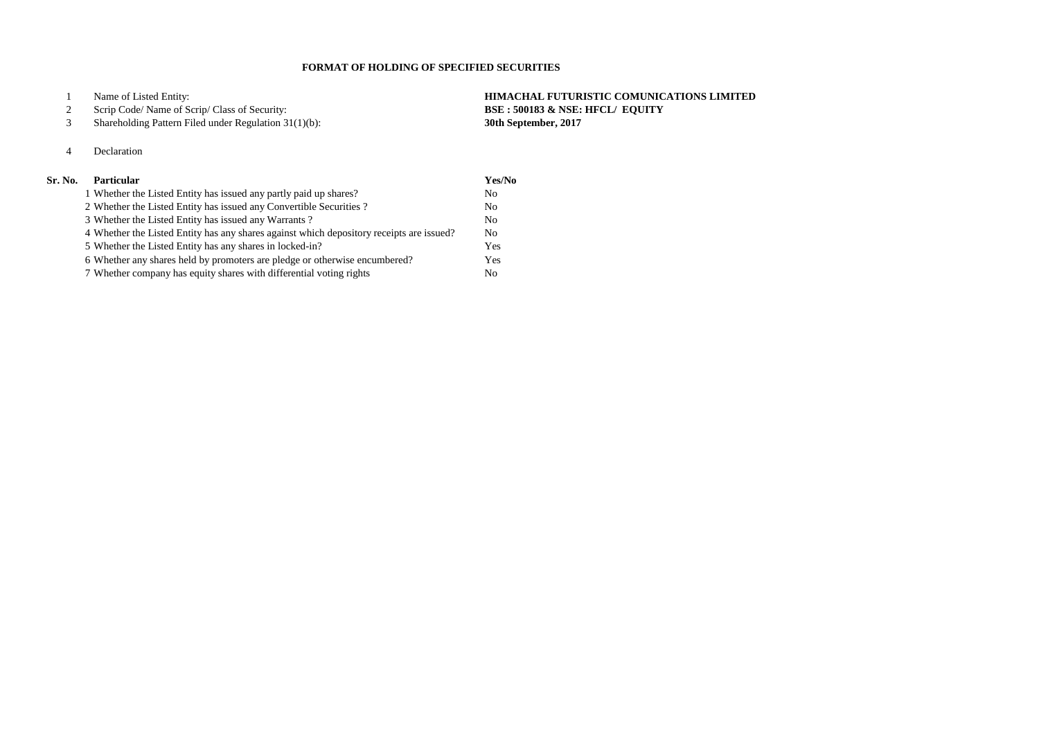# FORMAT OF HOLDING OF SPECIFIED SECURITIES

| | | |
|---|---|---|
| 1 | Name of Listed Entity: | **HIMACHAL FUTURISTIC COMUNICATIONS LIMITED** |
| 2 | Scrip Code/ Name of Scrip/ Class of Security: | **BSE : 500183 & NSE: HFCL/ EQUITY** |
| 3 | Shareholding Pattern Filed under Regulation 31(1)(b): | **30th September, 2017** |
| 4 | Declaration | |

| Sr. No. | Particular | Yes/No |
|---|---|---|
| 1 | Whether the Listed Entity has issued any partly paid up shares? | No |
| 2 | Whether the Listed Entity has issued any Convertible Securities ? | No |
| 3 | Whether the Listed Entity has issued any Warrants ? | No |
| 4 | Whether the Listed Entity has any shares against which depository receipts are issued? | No |
| 5 | Whether the Listed Entity has any shares in locked-in? | Yes |
| 6 | Whether any shares held by promoters are pledge or otherwise encumbered? | Yes |
| 7 | Whether company has equity shares with differential voting rights | No |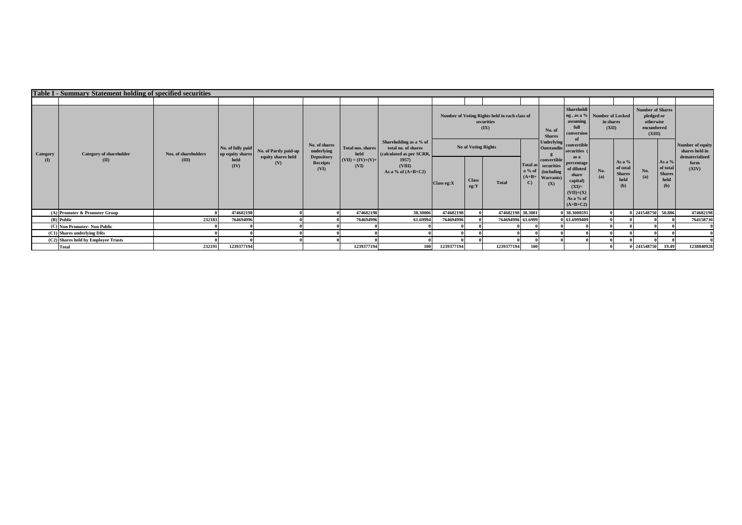## Table I - Summary Statement holding of specified securities

| Category (I) | Category of shareholder (II) | Nos. of shareholders (III) | No. of fully paid up equity shares held (IV) | No. of Partly paid-up equity shares held (V) | No. of shares underlying Depository Receipts (VI) | Total nos. shares held (VII) = (IV)+(V)+ (VI) | Shareholding as a % of total no. of shares (calculated as per SCRR, 1957) (VIII) As a % of (A+B+C2) | Number of Voting Rights held in each class of securities (IX) | | | | No. of Shares Underlying Outstanding convertible securities (including Warrants) (X) | Shareholding , as a % assuming full conversion of convertible securities ( as a percentage of diluted share capital) (XI)= (VII)+(X) As a % of (A+B+C2) | Number of Locked in shares (XII) | | Number of Shares pledged or otherwise encumbered (XIII) | | Number of equity shares held in dematerialized form (XIV) |
|---|---|---|---|---|---|---|---|---|---|---|---|---|---|---|---|---|---|---|
| | | | | | | | | No of Voting Rights | | | Total as a % of (A+B+C) | | | No. (a) | As a % of total Shares held (b) | No. (a) | As a % of total Shares held (b) | |
| | | | | | | | | Class eg:X | Class eg:Y | Total | | | | | | | | |
| (A) | Promoter & Promoter Group | 8 | 474682198 | 0 | 0 | 474682198 | 38.30006 | 474682198 | 0 | 474682198 | 38.3001 | 0 | 38.3000591 | 0 | 0 | 241548750 | 50.886 | 474682198 |
| (B) | Public | 232183 | 764694996 | 0 | 0 | 764694996 | 61.69994 | 764694996 | 0 | 764694996 | 61.6999 | 0 | 61.6999409 | 0 | 0 | 0 | 0 | 764158730 |
| (C) | Non Promoter- Non Public | 0 | 0 | 0 | 0 | 0 | 0 | 0 | 0 | 0 | 0 | 0 | 0 | 0 | 0 | 0 | 0 | 0 |
| (C1) | Shares underlying DRs | 0 | 0 | 0 | 0 | 0 | 0 | 0 | 0 | 0 | 0 | 0 | 0 | 0 | 0 | 0 | 0 | 0 |
| (C2) | Shares held by Employee Trusts | 0 | 0 | 0 | 0 | 0 | 0 | 0 | 0 | 0 | 0 | 0 | 0 | 0 | 0 | 0 | 0 | 0 |
| | Total | 232191 | 1239377194 | | | 1239377194 | 100 | 1239377194 | | 1239377194 | 100 | | | 0 | 0 | 241548750 | 19.49 | 1238840928 |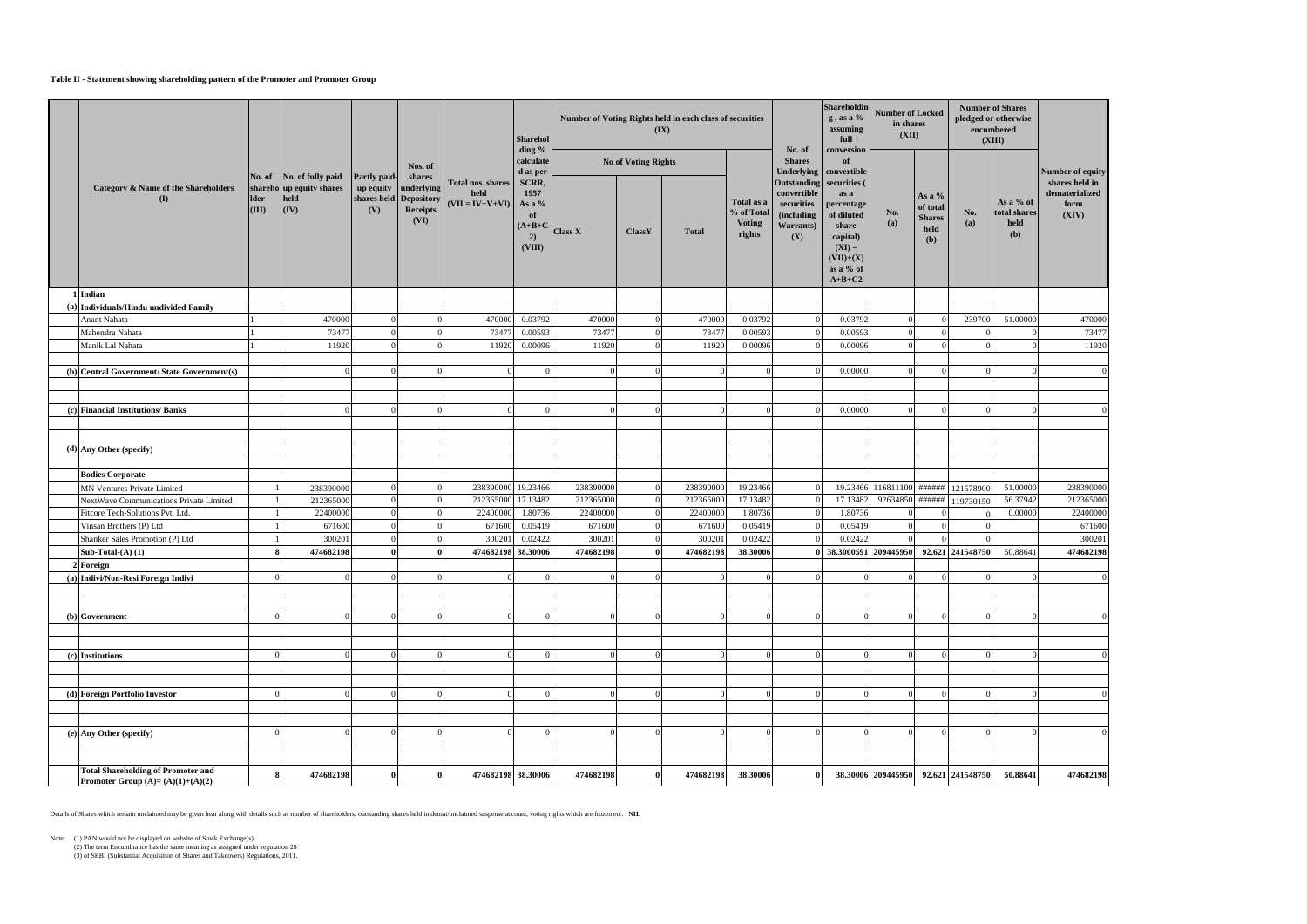**Table II - Statement showing shareholding pattern of the Promoter and Promoter Group**

| | Category & Name of the Shareholders (I) | No. of shareholder (III) | No. of fully paid up equity shares held (IV) | Partly paid-up equity shares held (V) | Nos. of shares underlying Depository Receipts (VI) | Total nos. shares held (VII = IV+V+VI) | Shareholding % calculated as per SCRR, 1957 As a % of (A+B+C2) (VIII) | Number of Voting Rights held in each class of securities (IX) | | | | No. of Shares Underlying Outstanding convertible securities (including Warrants) (X) | Shareholding , as a % assuming full conversion of convertible securities ( as a percentage of diluted share capital) (XI) = (VII)+(X) as a % of A+B+C2 | Number of Locked in shares (XII) | | Number of Shares pledged or otherwise encumbered (XIII) | | Number of equity shares held in dematerialized form (XIV) |
|---|---|---|---|---|---|---|---|---|---|---|---|---|---|---|---|---|---|---|
| | | | | | | | | No of Voting Rights | | | Total as a % of Total Voting rights | | | No. (a) | As a % of total Shares held (b) | No. (a) | As a % of total shares held (b) | |
| | | | | | | | | Class X | ClassY | Total | | | | | | | | |
| 1 | Indian | | | | | | | | | | | | | | | | | |
| (a) | Individuals/Hindu undivided Family | | | | | | | | | | | | | | | | | |
| | Anant Nahata | 1 | 470000 | 0 | 0 | 470000 | 0.03792 | 470000 | 0 | 470000 | 0.03792 | 0 | 0.03792 | 0 | 0 | 239700 | 51.00000 | 470000 |
| | Mahendra Nahata | 1 | 73477 | 0 | 0 | 73477 | 0.00593 | 73477 | 0 | 73477 | 0.00593 | 0 | 0.00593 | 0 | 0 | 0 | 0 | 73477 |
| | Manik Lal Nahata | 1 | 11920 | 0 | 0 | 11920 | 0.00096 | 11920 | 0 | 11920 | 0.00096 | 0 | 0.00096 | 0 | 0 | 0 | 0 | 11920 |
| (b) | Central Government/ State Government(s) | | 0 | 0 | 0 | 0 | 0 | 0 | 0 | 0 | 0 | 0 | 0.00000 | 0 | 0 | 0 | 0 | 0 |
| (c) | Financial Institutions/ Banks | | 0 | 0 | 0 | 0 | 0 | 0 | 0 | 0 | 0 | 0 | 0.00000 | 0 | 0 | 0 | 0 | 0 |
| (d) | Any Other (specify) | | | | | | | | | | | | | | | | | |
| | Bodies Corporate | | | | | | | | | | | | | | | | | |
| | MN Ventures Private Limited | 1 | 238390000 | 0 | 0 | 238390000 | 19.23466 | 238390000 | 0 | 238390000 | 19.23466 | 0 | 19.23466 | 116811100 | ###### | 121578900 | 51.00000 | 238390000 |
| | NextWave Communications Private Limited | 1 | 212365000 | 0 | 0 | 212365000 | 17.13482 | 212365000 | 0 | 212365000 | 17.13482 | 0 | 17.13482 | 92634850 | ###### | 119730150 | 56.37942 | 212365000 |
| | Fitcore Tech-Solutions Pvt. Ltd. | 1 | 22400000 | 0 | 0 | 22400000 | 1.80736 | 22400000 | 0 | 22400000 | 1.80736 | 0 | 1.80736 | 0 | 0 | 0 | 0.00000 | 22400000 |
| | Vinsan Brothers (P) Ltd | 1 | 671600 | 0 | 0 | 671600 | 0.05419 | 671600 | 0 | 671600 | 0.05419 | 0 | 0.05419 | 0 | 0 | 0 | | 671600 |
| | Shanker Sales Promotion (P) Ltd | 1 | 300201 | 0 | 0 | 300201 | 0.02422 | 300201 | 0 | 300201 | 0.02422 | 0 | 0.02422 | 0 | 0 | 0 | | 300201 |
| | **Sub-Total-(A) (1)** | **8** | **474682198** | **0** | **0** | **474682198** | **38.30006** | **474682198** | **0** | **474682198** | **38.30006** | **0** | **38.3000591** | **209445950** | **92.621** | **241548750** | **50.88641** | **474682198** |
| 2 | Foreign | | | | | | | | | | | | | | | | | |
| (a) | Indivi/Non-Resi Foreign Indivi | 0 | 0 | 0 | 0 | 0 | 0 | 0 | 0 | 0 | 0 | 0 | 0 | 0 | 0 | 0 | 0 | 0 |
| (b) | Government | 0 | 0 | 0 | 0 | 0 | 0 | 0 | 0 | 0 | 0 | 0 | 0 | 0 | 0 | 0 | 0 | 0 |
| (c) | Institutions | 0 | 0 | 0 | 0 | 0 | 0 | 0 | 0 | 0 | 0 | 0 | 0 | 0 | 0 | 0 | 0 | 0 |
| (d) | Foreign Portfolio Investor | 0 | 0 | 0 | 0 | 0 | 0 | 0 | 0 | 0 | 0 | 0 | 0 | 0 | 0 | 0 | 0 | 0 |
| (e) | Any Other (specify) | 0 | 0 | 0 | 0 | 0 | 0 | 0 | 0 | 0 | 0 | 0 | 0 | 0 | 0 | 0 | 0 | 0 |
| | **Total Shareholding of Promoter and Promoter Group (A)= (A)(1)+(A)(2)** | **8** | **474682198** | **0** | **0** | **474682198** | **38.30006** | **474682198** | **0** | **474682198** | **38.30006** | **0** | **38.30006** | **209445950** | **92.621** | **241548750** | **50.88641** | **474682198** |

Details of Shares which remain unclaimed may be given hear along with details such as number of shareholders, outstanding shares held in demat/unclaimed suspense account, voting rights which are frozen etc. : **NIL**

Note: (1) PAN would not be displayed on website of Stock Exchange(s).
(2) The term Encumbrance has the same meaning as assigned under regulation 28
(3) of SEBI (Substantial Acquisition of Shares and Takeovers) Regulations, 2011.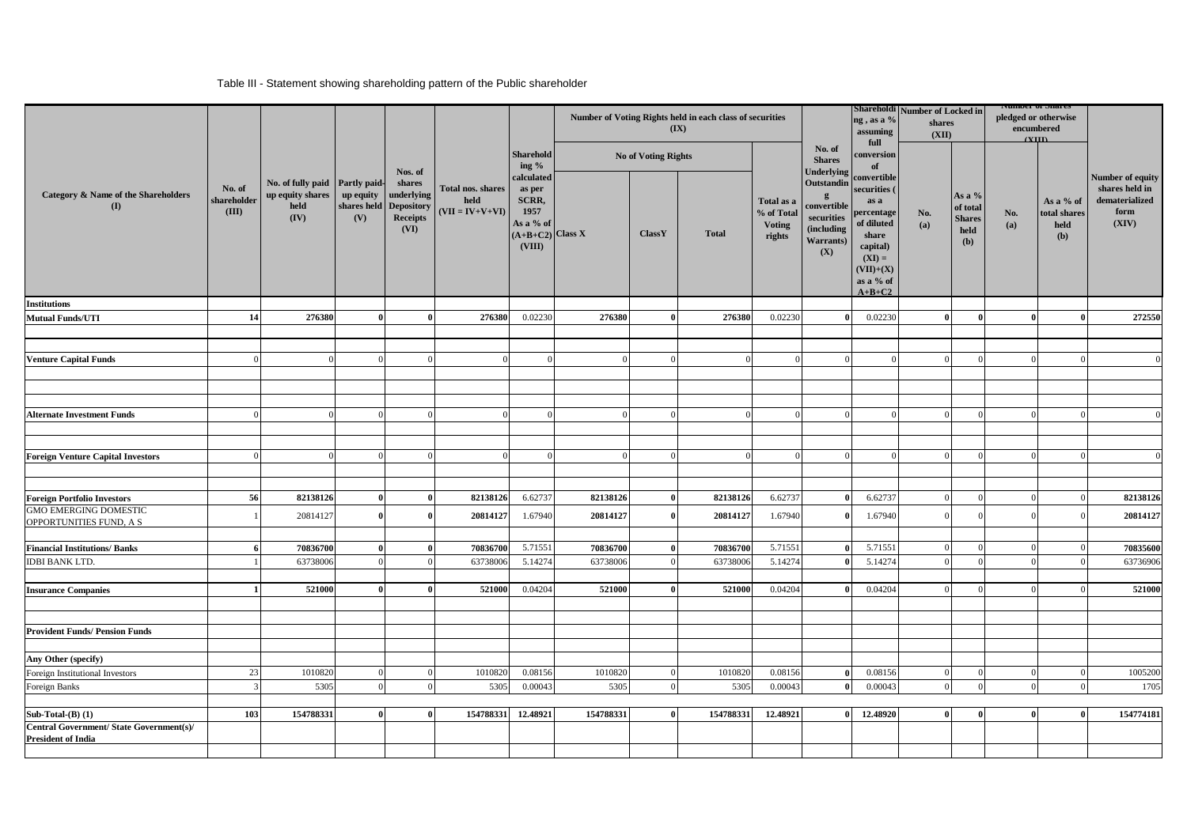Table III - Statement showing shareholding pattern of the Public shareholder

| Category & Name of the Shareholders (I) | No. of shareholder (III) | No. of fully paid up equity shares held (IV) | Partly paid-up equity shares held (V) | Nos. of shares underlying Depository Receipts (VI) | Total nos. shares held (VII = IV+V+VI) | Shareholding % calculated as per SCRR, 1957 As a % of (A+B+C2) (VIII) | Number of Voting Rights held in each class of securities (IX) | | | | No. of Shares Underlying Outstanding convertible securities (including Warrants) (X) | Shareholding , as a % assuming full conversion of convertible securities ( as a percentage of diluted share capital) (XI) = (VII)+(X) as a % of A+B+C2 | Number of Locked in shares (XII) | | Number of Shares pledged or otherwise encumbered (XIII) | | Number of equity shares held in dematerialized form (XIV) |
|---|---|---|---|---|---|---|---|---|---|---|---|---|---|---|---|---|---|
| | | | | | | | No of Voting Rights | | | Total as a % of Total Voting rights | | | No. (a) | As a % of total Shares held (b) | No. (a) | As a % of total shares held (b) | |
| | | | | | | | Class X | ClassY | Total | | | | | | | | |
| **Institutions** | | | | | | | | | | | | | | | | | |
| **Mutual Funds/UTI** | **14** | **276380** | **0** | **0** | **276380** | 0.02230 | **276380** | **0** | **276380** | 0.02230 | **0** | 0.02230 | **0** | **0** | **0** | **0** | **272550** |
| **Venture Capital Funds** | 0 | 0 | 0 | 0 | 0 | 0 | 0 | 0 | 0 | 0 | 0 | 0 | 0 | 0 | 0 | 0 | 0 |
| **Alternate Investment Funds** | 0 | 0 | 0 | 0 | 0 | 0 | 0 | 0 | 0 | 0 | 0 | 0 | 0 | 0 | 0 | 0 | 0 |
| **Foreign Venture Capital Investors** | 0 | 0 | 0 | 0 | 0 | 0 | 0 | 0 | 0 | 0 | 0 | 0 | 0 | 0 | 0 | 0 | 0 |
| **Foreign Portfolio Investors** | **56** | **82138126** | **0** | **0** | **82138126** | 6.62737 | **82138126** | **0** | **82138126** | 6.62737 | **0** | 6.62737 | 0 | 0 | 0 | 0 | **82138126** |
| GMO EMERGING DOMESTIC OPPORTUNITIES FUND, A S | 1 | 20814127 | **0** | **0** | **20814127** | 1.67940 | **20814127** | **0** | **20814127** | 1.67940 | **0** | 1.67940 | 0 | 0 | 0 | 0 | **20814127** |
| **Financial Institutions/ Banks** | **6** | **70836700** | **0** | **0** | **70836700** | 5.71551 | **70836700** | **0** | **70836700** | 5.71551 | **0** | 5.71551 | 0 | 0 | 0 | 0 | **70835600** |
| IDBI BANK LTD. | 1 | 63738006 | 0 | 0 | 63738006 | 5.14274 | 63738006 | 0 | 63738006 | 5.14274 | **0** | 5.14274 | 0 | 0 | 0 | 0 | 63736906 |
| **Insurance Companies** | **1** | **521000** | **0** | **0** | **521000** | 0.04204 | **521000** | **0** | **521000** | 0.04204 | **0** | 0.04204 | 0 | 0 | 0 | 0 | **521000** |
| **Provident Funds/ Pension Funds** | | | | | | | | | | | | | | | | | |
| **Any Other (specify)** | | | | | | | | | | | | | | | | | |
| Foreign Institutional Investors | 23 | 1010820 | 0 | 0 | 1010820 | 0.08156 | 1010820 | 0 | 1010820 | 0.08156 | **0** | 0.08156 | 0 | 0 | 0 | 0 | 1005200 |
| Foreign Banks | 3 | 5305 | 0 | 0 | 5305 | 0.00043 | 5305 | 0 | 5305 | 0.00043 | **0** | 0.00043 | 0 | 0 | 0 | 0 | 1705 |
| **Sub-Total-(B) (1)** | **103** | **154788331** | **0** | **0** | **154788331** | **12.48921** | **154788331** | **0** | **154788331** | **12.48921** | **0** | **12.48920** | **0** | **0** | **0** | **0** | **154774181** |
| **Central Government/ State Government(s)/ President of India** | | | | | | | | | | | | | | | | | |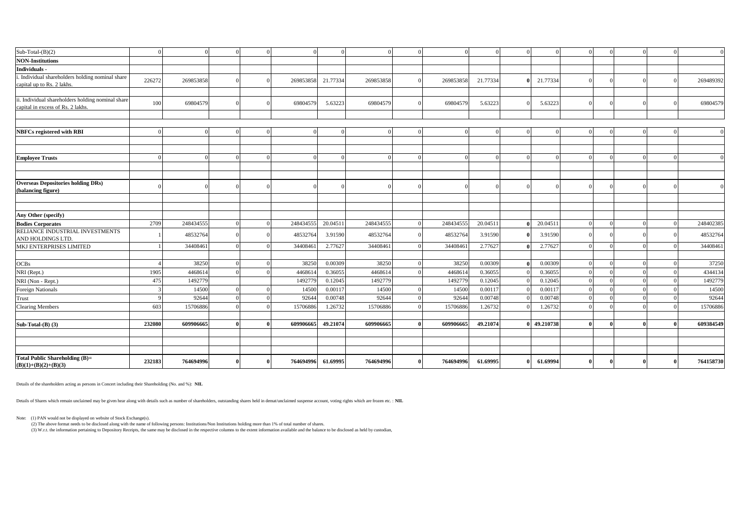| | | | | | | | | | | | | | | | | | |
|---|---|---|---|---|---|---|---|---|---|---|---|---|---|---|---|---|---|
| Sub-Total-(B)(2) | 0 | 0 | 0 | 0 | 0 | 0 | 0 | 0 | 0 | 0 | 0 | 0 | 0 | 0 | 0 | 0 | 0 |
| **NON-Institutions** | | | | | | | | | | | | | | | | | |
| **Individuals -** | | | | | | | | | | | | | | | | | |
| i. Individual shareholders holding nominal share capital up to Rs. 2 lakhs. | 226272 | 269853858 | 0 | 0 | 269853858 | 21.77334 | 269853858 | 0 | 269853858 | 21.77334 | **0** | 21.77334 | 0 | 0 | 0 | 0 | 269489392 |
| | | | | | | | | | | | | | | | | | |
| ii. Individual shareholders holding nominal share capital in excess of Rs. 2 lakhs. | 100 | 69804579 | 0 | 0 | 69804579 | 5.63223 | 69804579 | 0 | 69804579 | 5.63223 | 0 | 5.63223 | 0 | 0 | 0 | 0 | 69804579 |
| | | | | | | | | | | | | | | | | | |
| | | | | | | | | | | | | | | | | | |
| **NBFCs registered with RBI** | 0 | 0 | 0 | 0 | 0 | 0 | 0 | 0 | 0 | 0 | 0 | 0 | 0 | 0 | 0 | 0 | 0 |
| | | | | | | | | | | | | | | | | | |
| | | | | | | | | | | | | | | | | | |
| **Employee Trusts** | 0 | 0 | 0 | 0 | 0 | 0 | 0 | 0 | 0 | 0 | 0 | 0 | 0 | 0 | 0 | 0 | 0 |
| | | | | | | | | | | | | | | | | | |
| | | | | | | | | | | | | | | | | | |
| **Overseas Depositories holding DRs) (balancing figure)** | 0 | 0 | 0 | 0 | 0 | 0 | 0 | 0 | 0 | 0 | 0 | 0 | 0 | 0 | 0 | 0 | 0 |
| | | | | | | | | | | | | | | | | | |
| | | | | | | | | | | | | | | | | | |
| **Any Other (specify)** | | | | | | | | | | | | | | | | | |
| **Bodies Corporates** | 2709 | 248434555 | 0 | 0 | 248434555 | 20.04511 | 248434555 | 0 | 248434555 | 20.04511 | **0** | 20.04511 | 0 | 0 | 0 | 0 | 248402385 |
| RELIANCE INDUSTRIAL INVESTMENTS AND HOLDINGS LTD. | 1 | 48532764 | 0 | 0 | 48532764 | 3.91590 | 48532764 | 0 | 48532764 | 3.91590 | **0** | 3.91590 | 0 | 0 | 0 | 0 | 48532764 |
| MKJ ENTERPRISES LIMITED | 1 | 34408461 | 0 | 0 | 34408461 | 2.77627 | 34408461 | 0 | 34408461 | 2.77627 | **0** | 2.77627 | 0 | 0 | 0 | 0 | 34408461 |
| | | | | | | | | | | | | | | | | | |
| OCBs | 4 | 38250 | 0 | 0 | 38250 | 0.00309 | 38250 | 0 | 38250 | 0.00309 | **0** | 0.00309 | 0 | 0 | 0 | 0 | 37250 |
| NRI (Rept.) | 1905 | 4468614 | 0 | 0 | 4468614 | 0.36055 | 4468614 | 0 | 4468614 | 0.36055 | 0 | 0.36055 | 0 | 0 | 0 | 0 | 4344134 |
| NRI (Non - Rept.) | 475 | 1492779 | | | 1492779 | 0.12045 | 1492779 | | 1492779 | 0.12045 | 0 | 0.12045 | 0 | 0 | 0 | 0 | 1492779 |
| Foreign Nationals | 3 | 14500 | 0 | 0 | 14500 | 0.00117 | 14500 | 0 | 14500 | 0.00117 | 0 | 0.00117 | 0 | 0 | 0 | 0 | 14500 |
| Trust | 9 | 92644 | 0 | 0 | 92644 | 0.00748 | 92644 | 0 | 92644 | 0.00748 | 0 | 0.00748 | 0 | 0 | 0 | 0 | 92644 |
| Clearing Members | 603 | 15706886 | 0 | 0 | 15706886 | 1.26732 | 15706886 | 0 | 15706886 | 1.26732 | 0 | 1.26732 | 0 | 0 | 0 | 0 | 15706886 |
| | | | | | | | | | | | | | | | | | |
| **Sub-Total-(B) (3)** | **232080** | **609906665** | **0** | **0** | **609906665** | **49.21074** | **609906665** | **0** | **609906665** | **49.21074** | **0** | **49.210738** | **0** | **0** | **0** | **0** | **609384549** |
| | | | | | | | | | | | | | | | | | |
| | | | | | | | | | | | | | | | | | |
| | | | | | | | | | | | | | | | | | |
| **Total Public Shareholding (B)= (B)(1)+(B)(2)+(B)(3)** | **232183** | **764694996** | **0** | **0** | **764694996** | **61.69995** | **764694996** | **0** | **764694996** | **61.69995** | **0** | **61.69994** | **0** | **0** | **0** | **0** | **764158730** |

Details of the shareholders acting as persons in Concert including their Shareholding (No. and %): **NIL**

Details of Shares which remain unclaimed may be given hear along with details such as number of shareholders, outstanding shares held in demat/unclaimed suspense account, voting rights which are frozen etc. : **NIL**

Note: (1) PAN would not be displayed on website of Stock Exchange(s).

(2) The above format needs to be disclosed along with the name of following persons: Institutions/Non Institutions holding more than 1% of total number of shares.

(3) W.r.t. the information pertaining to Depository Receipts, the same may be disclosed in the respective columns to the extent information available and the balance to be disclosed as held by custodian,